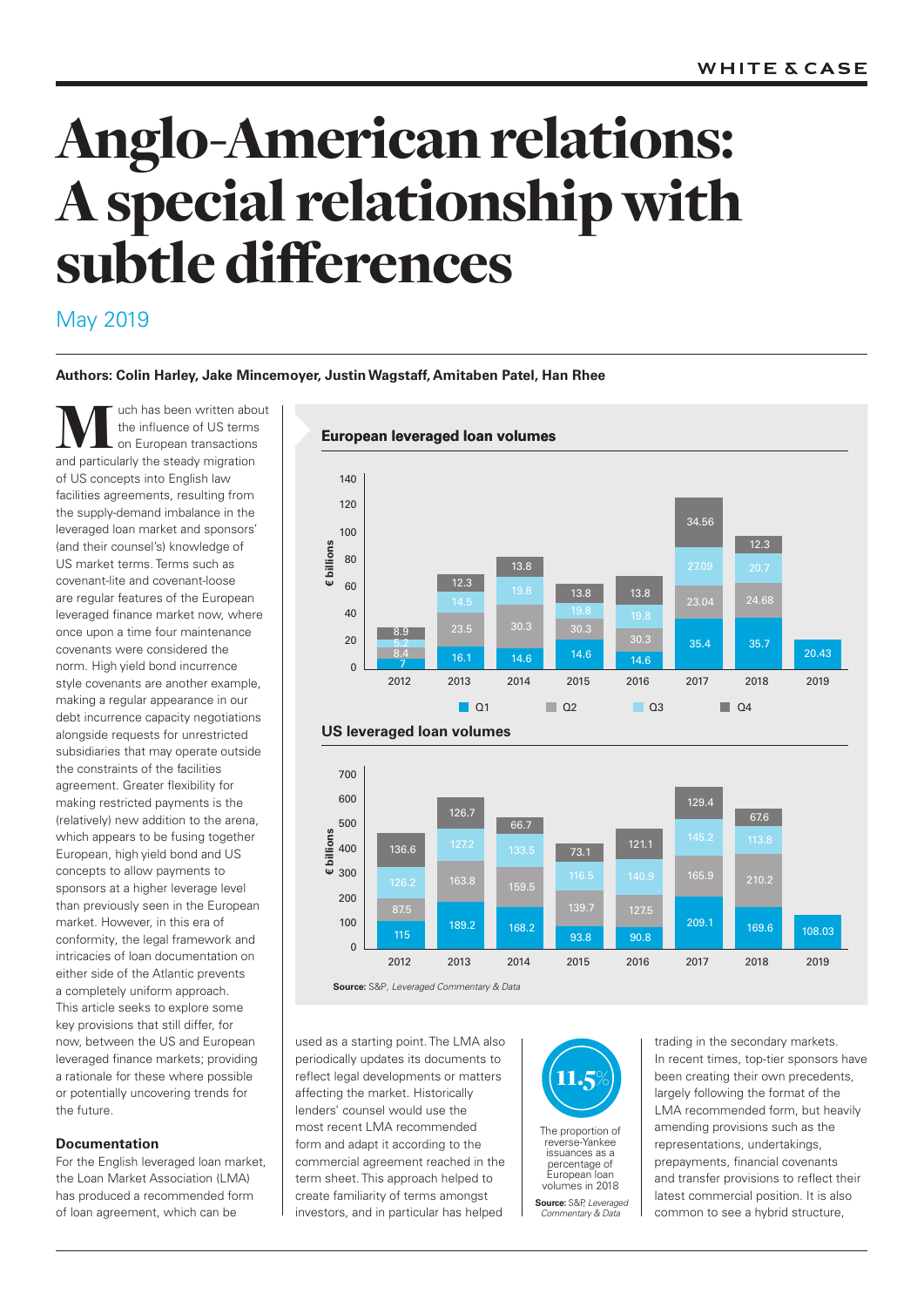// Page 1: White & Case article on Anglo-American leveraged loan terms

# Anglo-American relations: A special relationship with subtle differences

May 2019

**Authors: Colin Harley, Jake Mincemoyer, Justin Wagstaff, Amitaben Patel, Han Rhee**

Much has been written about the influence of US terms on European transactions and particularly the steady migration of US concepts into English law facilities agreements, resulting from the supply-demand imbalance in the leveraged loan market and sponsors' (and their counsel's) knowledge of US market terms. Terms such as covenant-lite and covenant-loose are regular features of the European leveraged finance market now, where once upon a time four maintenance covenants were considered the norm. High yield bond incurrence style covenants are another example, making a regular appearance in our debt incurrence capacity negotiations alongside requests for unrestricted subsidiaries that may operate outside the constraints of the facilities agreement. Greater flexibility for making restricted payments is the (relatively) new addition to the arena, which appears to be fusing together European, high yield bond and US concepts to allow payments to sponsors at a higher leverage level than previously seen in the European market. However, in this era of conformity, the legal framework and intricacies of loan documentation on either side of the Atlantic prevents a completely uniform approach. This article seeks to explore some key provisions that still differ, for now, between the US and European leveraged finance markets; providing a rationale for these where possible or potentially uncovering trends for the future.

**European leveraged loan volumes** (€ billions)

| Year | Q1 | Q2 | Q3 | Q4 |
|---|---|---|---|---|
| 2012 | 7 | 8.4 | 5.2 | 8.9 |
| 2013 | 16.1 | 23.5 | 14.5 | 12.3 |
| 2014 | 14.6 | 30.3 | 19.8 | 13.8 |
| 2015 | 14.6 | 30.3 | 19.8 | 13.8 |
| 2016 | 14.6 | 30.3 | 19.8 | 13.8 |
| 2017 | 35.4 | 23.04 | 27.09 | 34.56 |
| 2018 | 35.7 | 24.68 | 20.7 | 12.3 |
| 2019 | 20.43 | | | |

**US leveraged loan volumes** (€ billions)

| Year | Q1 | Q2 | Q3 | Q4 |
|---|---|---|---|---|
| 2012 | 115 | 87.5 | 126.2 | 136.6 |
| 2013 | 189.2 | 163.8 | 127.2 | 126.7 |
| 2014 | 168.2 | 159.5 | 133.5 | 66.7 |
| 2015 | 93.8 | 139.7 | 116.5 | 73.1 |
| 2016 | 90.8 | 127.5 | 140.9 | 121.1 |
| 2017 | 209.1 | 165.9 | 145.2 | 129.4 |
| 2018 | 169.6 | 210.2 | 113.8 | 67.6 |
| 2019 | 108.03 | | | |

**Source:** S&P, *Leveraged Commentary & Data*

## Documentation

For the English leveraged loan market, the Loan Market Association (LMA) has produced a recommended form of loan agreement, which can be used as a starting point. The LMA also periodically updates its documents to reflect legal developments or matters affecting the market. Historically lenders' counsel would use the most recent LMA recommended form and adapt it according to the commercial agreement reached in the term sheet. This approach helped to create familiarity of terms amongst investors, and in particular has helped trading in the secondary markets. In recent times, top-tier sponsors have been creating their own precedents, largely following the format of the LMA recommended form, but heavily amending provisions such as the representations, undertakings, prepayments, financial covenants and transfer provisions to reflect their latest commercial position. It is also common to see a hybrid structure,

**11.5%**

The proportion of reverse-Yankee issuances as a percentage of European loan volumes in 2018

**Source:** S&P, *Leveraged Commentary & Data*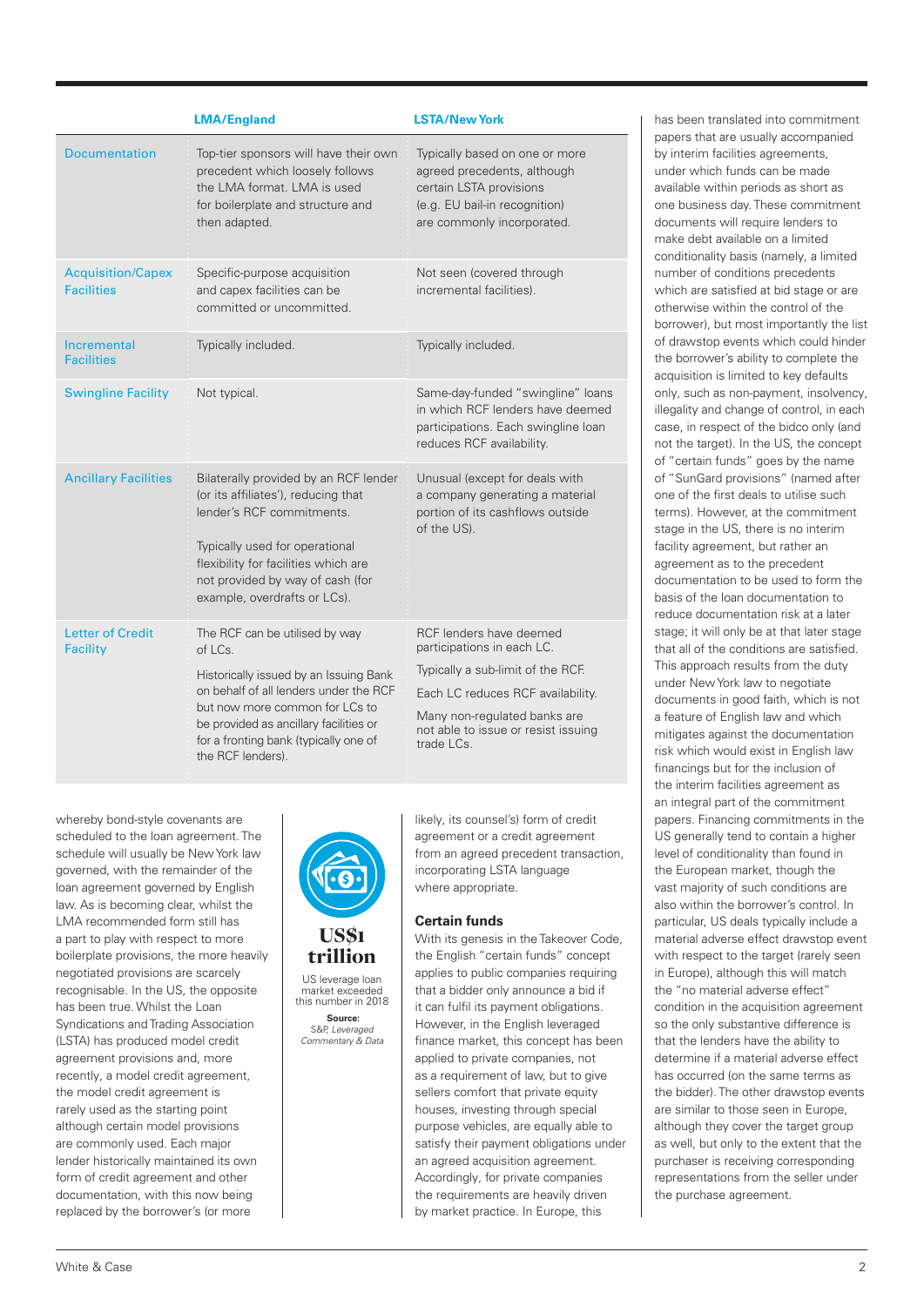| | LMA/England | LSTA/New York |
|---|---|---|
| Documentation | Top-tier sponsors will have their own precedent which loosely follows the LMA format. LMA is used for boilerplate and structure and then adapted. | Typically based on one or more agreed precedents, although certain LSTA provisions (e.g. EU bail-in recognition) are commonly incorporated. |
| Acquisition/Capex Facilities | Specific-purpose acquisition and capex facilities can be committed or uncommitted. | Not seen (covered through incremental facilities). |
| Incremental Facilities | Typically included. | Typically included. |
| Swingline Facility | Not typical. | Same-day-funded "swingline" loans in which RCF lenders have deemed participations. Each swingline loan reduces RCF availability. |
| Ancillary Facilities | Bilaterally provided by an RCF lender (or its affiliates'), reducing that lender's RCF commitments.<br><br>Typically used for operational flexibility for facilities which are not provided by way of cash (for example, overdrafts or LCs). | Unusual (except for deals with a company generating a material portion of its cashflows outside of the US). |
| Letter of Credit Facility | The RCF can be utilised by way of LCs.<br><br>Historically issued by an Issuing Bank on behalf of all lenders under the RCF but now more common for LCs to be provided as ancillary facilities or for a fronting bank (typically one of the RCF lenders). | RCF lenders have deemed participations in each LC.<br><br>Typically a sub-limit of the RCF.<br><br>Each LC reduces RCF availability.<br><br>Many non-regulated banks are not able to issue or resist issuing trade LCs. |

whereby bond-style covenants are scheduled to the loan agreement. The schedule will usually be New York law governed, with the remainder of the loan agreement governed by English law. As is becoming clear, whilst the LMA recommended form still has a part to play with respect to more boilerplate provisions, the more heavily negotiated provisions are scarcely recognisable. In the US, the opposite has been true. Whilst the Loan Syndications and Trading Association (LSTA) has produced model credit agreement provisions and, more recently, a model credit agreement, the model credit agreement is rarely used as the starting point although certain model provisions are commonly used. Each major lender historically maintained its own form of credit agreement and other documentation, with this now being replaced by the borrower's (or more likely, its counsel's) form of credit agreement or a credit agreement from an agreed precedent transaction, incorporating LSTA language where appropriate.

**US$1 trillion**

US leverage loan market exceeded this number in 2018

**Source:** S&P, *Leveraged Commentary & Data*

### Certain funds

With its genesis in the Takeover Code, the English "certain funds" concept applies to public companies requiring that a bidder only announce a bid if it can fulfil its payment obligations. However, in the English leveraged finance market, this concept has been applied to private companies, not as a requirement of law, but to give sellers comfort that private equity houses, investing through special purpose vehicles, are equally able to satisfy their payment obligations under an agreed acquisition agreement. Accordingly, for private companies the requirements are heavily driven by market practice. In Europe, this has been translated into commitment papers that are usually accompanied by interim facilities agreements, under which funds can be made available within periods as short as one business day. These commitment documents will require lenders to make debt available on a limited conditionality basis (namely, a limited number of conditions precedents which are satisfied at bid stage or are otherwise within the control of the borrower), but most importantly the list of drawstop events which could hinder the borrower's ability to complete the acquisition is limited to key defaults only, such as non-payment, insolvency, illegality and change of control, in each case, in respect of the bidco only (and not the target). In the US, the concept of "certain funds" goes by the name of "SunGard provisions" (named after one of the first deals to utilise such terms). However, at the commitment stage in the US, there is no interim facility agreement, but rather an agreement as to the precedent documentation to be used to form the basis of the loan documentation to reduce documentation risk at a later stage; it will only be at that later stage that all of the conditions are satisfied. This approach results from the duty under New York law to negotiate documents in good faith, which is not a feature of English law and which mitigates against the documentation risk which would exist in English law financings but for the inclusion of the interim facilities agreement as an integral part of the commitment papers. Financing commitments in the US generally tend to contain a higher level of conditionality than found in the European market, though the vast majority of such conditions are also within the borrower's control. In particular, US deals typically include a material adverse effect drawstop event with respect to the target (rarely seen in Europe), although this will match the "no material adverse effect" condition in the acquisition agreement so the only substantive difference is that the lenders have the ability to determine if a material adverse effect has occurred (on the same terms as the bidder). The other drawstop events are similar to those seen in Europe, although they cover the target group as well, but only to the extent that the purchaser is receiving corresponding representations from the seller under the purchase agreement.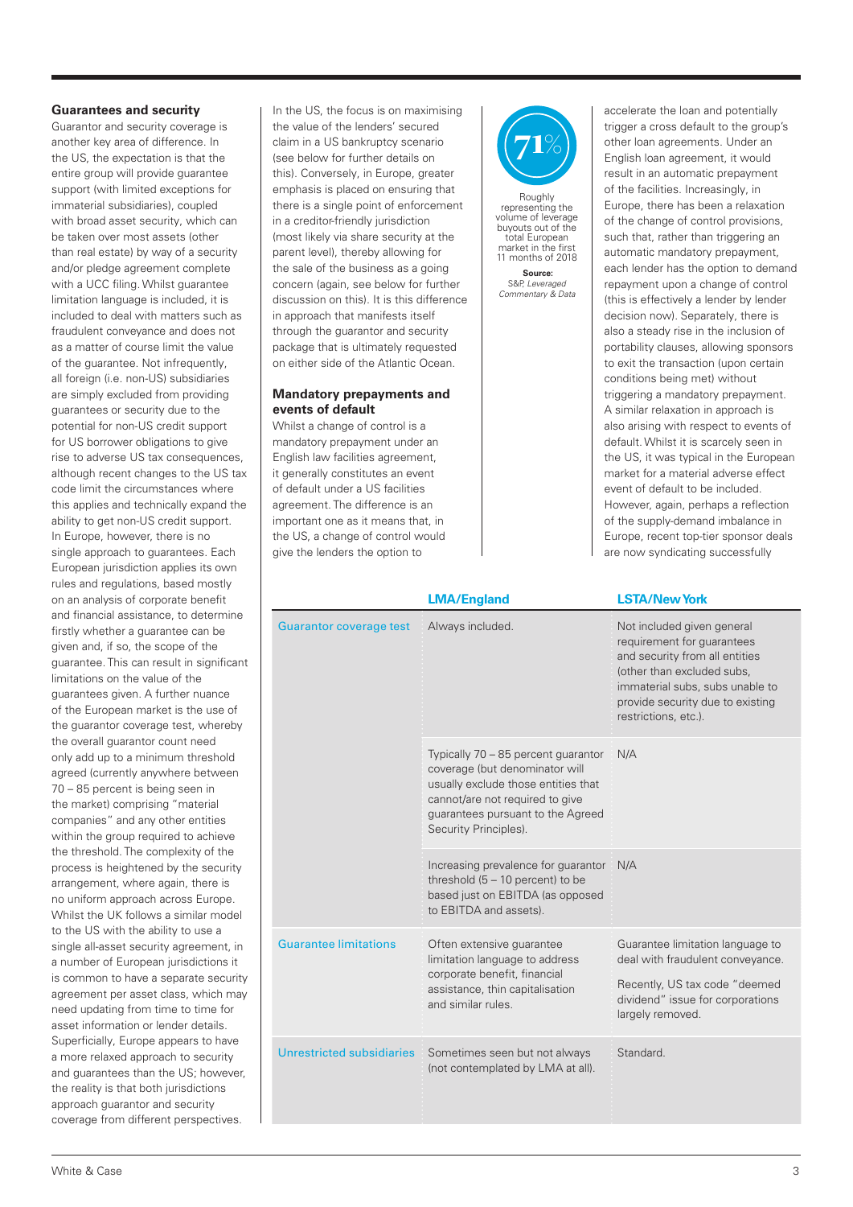## Guarantees and security

Guarantor and security coverage is another key area of difference. In the US, the expectation is that the entire group will provide guarantee support (with limited exceptions for immaterial subsidiaries), coupled with broad asset security, which can be taken over most assets (other than real estate) by way of a security and/or pledge agreement complete with a UCC filing. Whilst guarantee limitation language is included, it is included to deal with matters such as fraudulent conveyance and does not as a matter of course limit the value of the guarantee. Not infrequently, all foreign (i.e. non-US) subsidiaries are simply excluded from providing guarantees or security due to the potential for non-US credit support for US borrower obligations to give rise to adverse US tax consequences, although recent changes to the US tax code limit the circumstances where this applies and technically expand the ability to get non-US credit support. In Europe, however, there is no single approach to guarantees. Each European jurisdiction applies its own rules and regulations, based mostly on an analysis of corporate benefit and financial assistance, to determine firstly whether a guarantee can be given and, if so, the scope of the guarantee. This can result in significant limitations on the value of the guarantees given. A further nuance of the European market is the use of the guarantor coverage test, whereby the overall guarantor count need only add up to a minimum threshold agreed (currently anywhere between 70 – 85 percent is being seen in the market) comprising "material companies" and any other entities within the group required to achieve the threshold. The complexity of the process is heightened by the security arrangement, where again, there is no uniform approach across Europe. Whilst the UK follows a similar model to the US with the ability to use a single all-asset security agreement, in a number of European jurisdictions it is common to have a separate security agreement per asset class, which may need updating from time to time for asset information or lender details. Superficially, Europe appears to have a more relaxed approach to security and guarantees than the US; however, the reality is that both jurisdictions approach guarantor and security coverage from different perspectives.

In the US, the focus is on maximising the value of the lenders' secured claim in a US bankruptcy scenario (see below for further details on this). Conversely, in Europe, greater emphasis is placed on ensuring that there is a single point of enforcement in a creditor-friendly jurisdiction (most likely via share security at the parent level), thereby allowing for the sale of the business as a going concern (again, see below for further discussion on this). It is this difference in approach that manifests itself through the guarantor and security package that is ultimately requested on either side of the Atlantic Ocean.

## Mandatory prepayments and events of default

Whilst a change of control is a mandatory prepayment under an English law facilities agreement, it generally constitutes an event of default under a US facilities agreement. The difference is an important one as it means that, in the US, a change of control would give the lenders the option to accelerate the loan and potentially trigger a cross default to the group's other loan agreements. Under an English loan agreement, it would result in an automatic prepayment of the facilities. Increasingly, in Europe, there has been a relaxation of the change of control provisions, such that, rather than triggering an automatic mandatory prepayment, each lender has the option to demand repayment upon a change of control (this is effectively a lender by lender decision now). Separately, there is also a steady rise in the inclusion of portability clauses, allowing sponsors to exit the transaction (upon certain conditions being met) without triggering a mandatory prepayment. A similar relaxation in approach is also arising with respect to events of default. Whilst it is scarcely seen in the US, it was typical in the European market for a material adverse effect event of default to be included. However, again, perhaps a reflection of the supply-demand imbalance in Europe, recent top-tier sponsor deals are now syndicating successfully

**71%**

Roughly representing the volume of leverage buyouts out of the total European market in the first 11 months of 2018

**Source:** S&P, *Leveraged Commentary & Data*

| | LMA/England | LSTA/New York |
|---|---|---|
| Guarantor coverage test | Always included. | Not included given general requirement for guarantees and security from all entities (other than excluded subs, immaterial subs, subs unable to provide security due to existing restrictions, etc.). |
| | Typically 70 – 85 percent guarantor coverage (but denominator will usually exclude those entities that cannot/are not required to give guarantees pursuant to the Agreed Security Principles). | N/A |
| | Increasing prevalence for guarantor threshold (5 – 10 percent) to be based just on EBITDA (as opposed to EBITDA and assets). | N/A |
| Guarantee limitations | Often extensive guarantee limitation language to address corporate benefit, financial assistance, thin capitalisation and similar rules. | Guarantee limitation language to deal with fraudulent conveyance.<br><br>Recently, US tax code "deemed dividend" issue for corporations largely removed. |
| Unrestricted subsidiaries | Sometimes seen but not always (not contemplated by LMA at all). | Standard. |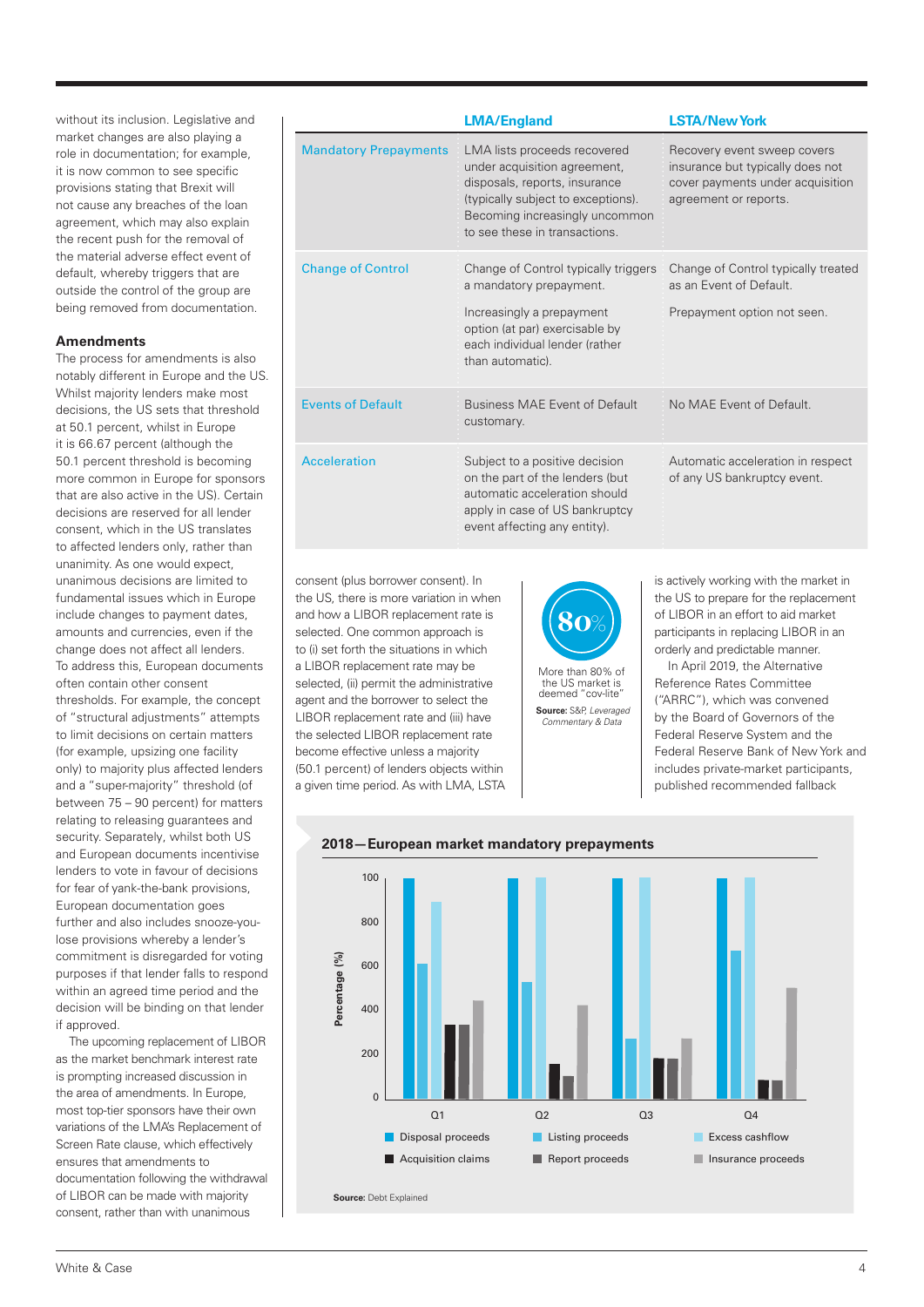without its inclusion. Legislative and market changes are also playing a role in documentation; for example, it is now common to see specific provisions stating that Brexit will not cause any breaches of the loan agreement, which may also explain the recent push for the removal of the material adverse effect event of default, whereby triggers that are outside the control of the group are being removed from documentation.

### Amendments

The process for amendments is also notably different in Europe and the US. Whilst majority lenders make most decisions, the US sets that threshold at 50.1 percent, whilst in Europe it is 66.67 percent (although the 50.1 percent threshold is becoming more common in Europe for sponsors that are also active in the US). Certain decisions are reserved for all lender consent, which in the US translates to affected lenders only, rather than unanimity. As one would expect, unanimous decisions are limited to fundamental issues which in Europe include changes to payment dates, amounts and currencies, even if the change does not affect all lenders. To address this, European documents often contain other consent thresholds. For example, the concept of "structural adjustments" attempts to limit decisions on certain matters (for example, upsizing one facility only) to majority plus affected lenders and a "super-majority" threshold (of between 75 – 90 percent) for matters relating to releasing guarantees and security. Separately, whilst both US and European documents incentivise lenders to vote in favour of decisions for fear of yank-the-bank provisions, European documentation goes further and also includes snooze-you-lose provisions whereby a lender's commitment is disregarded for voting purposes if that lender falls to respond within an agreed time period and the decision will be binding on that lender if approved.

The upcoming replacement of LIBOR as the market benchmark interest rate is prompting increased discussion in the area of amendments. In Europe, most top-tier sponsors have their own variations of the LMA's Replacement of Screen Rate clause, which effectively ensures that amendments to documentation following the withdrawal of LIBOR can be made with majority consent, rather than with unanimous consent (plus borrower consent). In the US, there is more variation in when and how a LIBOR replacement rate is selected. One common approach is to (i) set forth the situations in which a LIBOR replacement rate may be selected, (ii) permit the administrative agent and the borrower to select the LIBOR replacement rate and (iii) have the selected LIBOR replacement rate become effective unless a majority (50.1 percent) of lenders objects within a given time period. As with LMA, LSTA is actively working with the market in the US to prepare for the replacement of LIBOR in an effort to aid market participants in replacing LIBOR in an orderly and predictable manner.

In April 2019, the Alternative Reference Rates Committee ("ARRC"), which was convened by the Board of Governors of the Federal Reserve System and the Federal Reserve Bank of New York and includes private-market participants, published recommended fallback

| | LMA/England | LSTA/New York |
|---|---|---|
| Mandatory Prepayments | LMA lists proceeds recovered under acquisition agreement, disposals, reports, insurance (typically subject to exceptions). Becoming increasingly uncommon to see these in transactions. | Recovery event sweep covers insurance but typically does not cover payments under acquisition agreement or reports. |
| Change of Control | Change of Control typically triggers a mandatory prepayment. Increasingly a prepayment option (at par) exercisable by each individual lender (rather than automatic). | Change of Control typically treated as an Event of Default. Prepayment option not seen. |
| Events of Default | Business MAE Event of Default customary. | No MAE Event of Default. |
| Acceleration | Subject to a positive decision on the part of the lenders (but automatic acceleration should apply in case of US bankruptcy event affecting any entity). | Automatic acceleration in respect of any US bankruptcy event. |

**80%**

More than 80% of the US market is deemed "cov-lite"

**Source:** S&P, *Leveraged Commentary & Data*

**2018—European market mandatory prepayments**

Percentage (%): 0, 200, 400, 600, 800, 100

Q1, Q2, Q3, Q4

Disposal proceeds; Listing proceeds; Excess cashflow; Acquisition claims; Report proceeds; Insurance proceeds

**Source:** Debt Explained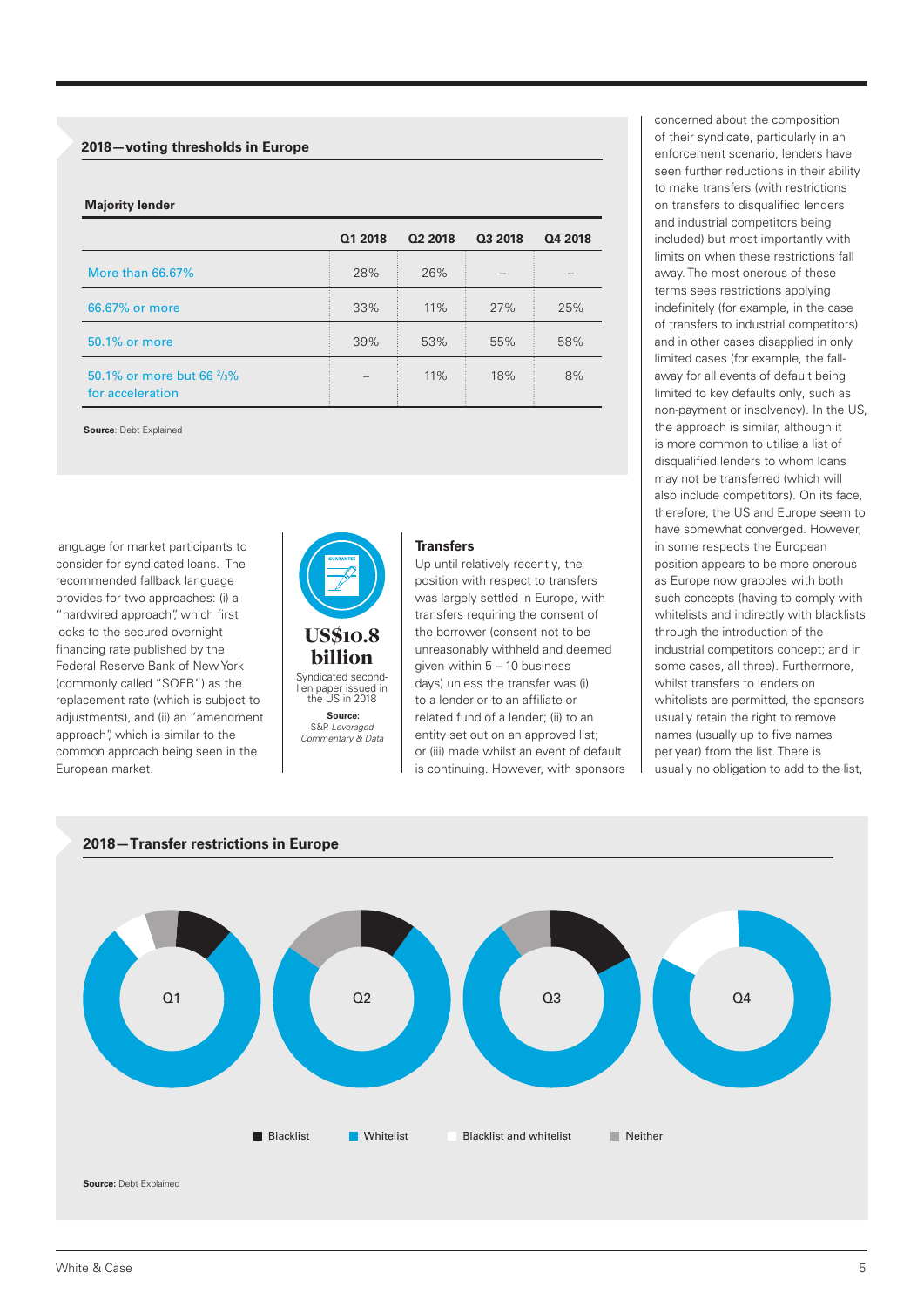### 2018—voting thresholds in Europe

**Majority lender**

| | Q1 2018 | Q2 2018 | Q3 2018 | Q4 2018 |
|---|---|---|---|---|
| More than 66.67% | 28% | 26% | – | – |
| 66.67% or more | 33% | 11% | 27% | 25% |
| 50.1% or more | 39% | 53% | 55% | 58% |
| 50.1% or more but 66 ⅔% for acceleration | – | 11% | 18% | 8% |

**Source**: Debt Explained

language for market participants to consider for syndicated loans. The recommended fallback language provides for two approaches: (i) a "hardwired approach", which first looks to the secured overnight financing rate published by the Federal Reserve Bank of New York (commonly called "SOFR") as the replacement rate (which is subject to adjustments), and (ii) an "amendment approach", which is similar to the common approach being seen in the European market.

**US$10.8 billion**

Syndicated second-lien paper issued in the US in 2018

**Source:** S&P, *Leveraged Commentary & Data*

### Transfers

Up until relatively recently, the position with respect to transfers was largely settled in Europe, with transfers requiring the consent of the borrower (consent not to be unreasonably withheld and deemed given within 5 – 10 business days) unless the transfer was (i) to a lender or to an affiliate or related fund of a lender; (ii) to an entity set out on an approved list; or (iii) made whilst an event of default is continuing. However, with sponsors concerned about the composition of their syndicate, particularly in an enforcement scenario, lenders have seen further reductions in their ability to make transfers (with restrictions on transfers to disqualified lenders and industrial competitors being included) but most importantly with limits on when these restrictions fall away. The most onerous of these terms sees restrictions applying indefinitely (for example, in the case of transfers to industrial competitors) and in other cases disapplied in only limited cases (for example, the fall-away for all events of default being limited to key defaults only, such as non-payment or insolvency). In the US, the approach is similar, although it is more common to utilise a list of disqualified lenders to whom loans may not be transferred (which will also include competitors). On its face, therefore, the US and Europe seem to have somewhat converged. However, in some respects the European position appears to be more onerous as Europe now grapples with both such concepts (having to comply with whitelists and indirectly with blacklists through the introduction of the industrial competitors concept; and in some cases, all three). Furthermore, whilst transfers to lenders on whitelists are permitted, the sponsors usually retain the right to remove names (usually up to five names per year) from the list. There is usually no obligation to add to the list,

### 2018—Transfer restrictions in Europe

Q1 Q2 Q3 Q4

Blacklist · Whitelist · Blacklist and whitelist · Neither

**Source:** Debt Explained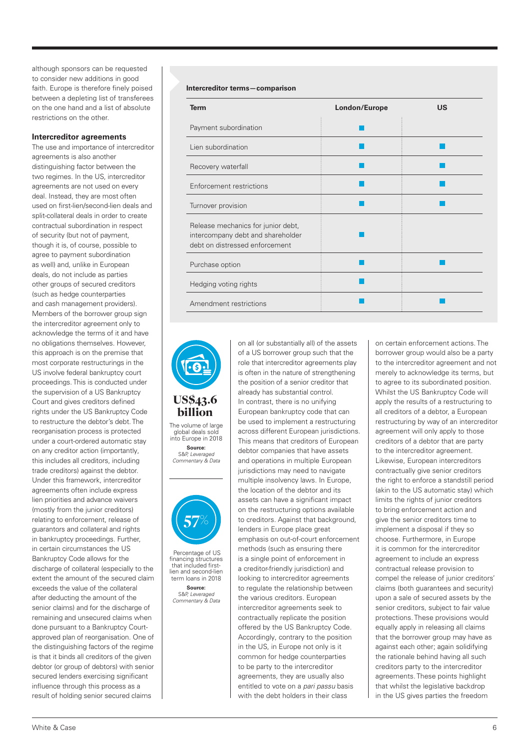although sponsors can be requested to consider new additions in good faith. Europe is therefore finely poised between a depleting list of transferees on the one hand and a list of absolute restrictions on the other.

### Intercreditor agreements

The use and importance of intercreditor agreements is also another distinguishing factor between the two regimes. In the US, intercreditor agreements are not used on every deal. Instead, they are most often used on first-lien/second-lien deals and split-collateral deals in order to create contractual subordination in respect of security (but not of payment, though it is, of course, possible to agree to payment subordination as well) and, unlike in European deals, do not include as parties other groups of secured creditors (such as hedge counterparties and cash management providers). Members of the borrower group sign the intercreditor agreement only to acknowledge the terms of it and have no obligations themselves. However, this approach is on the premise that most corporate restructurings in the US involve federal bankruptcy court proceedings. This is conducted under the supervision of a US Bankruptcy Court and gives creditors defined rights under the US Bankruptcy Code to restructure the debtor's debt. The reorganisation process is protected under a court-ordered automatic stay on any creditor action (importantly, this includes all creditors, including trade creditors) against the debtor. Under this framework, intercreditor agreements often include express lien priorities and advance waivers (mostly from the junior creditors) relating to enforcement, release of guarantors and collateral and rights in bankruptcy proceedings. Further, in certain circumstances the US Bankruptcy Code allows for the discharge of collateral (especially to the extent the amount of the secured claim exceeds the value of the collateral after deducting the amount of the senior claims) and for the discharge of remaining and unsecured claims when done pursuant to a Bankruptcy Court-approved plan of reorganisation. One of the distinguishing factors of the regime is that it binds all creditors of the given debtor (or group of debtors) with senior secured lenders exercising significant influence through this process as a result of holding senior secured claims on all (or substantially all) of the assets of a US borrower group such that the role that intercreditor agreements play is often in the nature of strengthening the position of a senior creditor that already has substantial control.

In contrast, there is no unifying European bankruptcy code that can be used to implement a restructuring across different European jurisdictions. This means that creditors of European borrower companies that have assets and operations in multiple European jurisdictions may need to navigate multiple insolvency laws. In Europe, the location of the debtor and its assets can have a significant impact on the restructuring options available to creditors. Against that background, lenders in Europe place great emphasis on out-of-court enforcement methods (such as ensuring there is a single point of enforcement in a creditor-friendly jurisdiction) and looking to intercreditor agreements to regulate the relationship between the various creditors. European intercreditor agreements seek to contractually replicate the position offered by the US Bankruptcy Code. Accordingly, contrary to the position in the US, in Europe not only is it common for hedge counterparties to be party to the intercreditor agreements, they are usually also entitled to vote on a *pari passu* basis with the debt holders in their class on certain enforcement actions. The borrower group would also be a party to the intercreditor agreement and not merely to acknowledge its terms, but to agree to its subordinated position. Whilst the US Bankruptcy Code will apply the results of a restructuring to all creditors of a debtor, a European restructuring by way of an intercreditor agreement will only apply to those creditors of a debtor that are party to the intercreditor agreement. Likewise, European intercreditors contractually give senior creditors the right to enforce a standstill period (akin to the US automatic stay) which limits the rights of junior creditors to bring enforcement action and give the senior creditors time to implement a disposal if they so choose. Furthermore, in Europe it is common for the intercreditor agreement to include an express contractual release provision to compel the release of junior creditors' claims (both guarantees and security) upon a sale of secured assets by the senior creditors, subject to fair value protections. These provisions would equally apply in releasing all claims that the borrower group may have as against each other; again solidifying the rationale behind having all such creditors party to the intercreditor agreements. These points highlight that whilst the legislative backdrop in the US gives parties the freedom

**Intercreditor terms—comparison**

| Term | London/Europe | US |
|---|---|---|
| Payment subordination | ■ | |
| Lien subordination | ■ | ■ |
| Recovery waterfall | ■ | ■ |
| Enforcement restrictions | ■ | ■ |
| Turnover provision | ■ | ■ |
| Release mechanics for junior debt, intercompany debt and shareholder debt on distressed enforcement | ■ | |
| Purchase option | ■ | ■ |
| Hedging voting rights | ■ | |
| Amendment restrictions | ■ | ■ |

**US$43.6 billion**

The volume of large global deals sold into Europe in 2018

**Source:** *S&P, Leveraged Commentary & Data*

**57%**

Percentage of US financing structures that included first-lien and second-lien term loans in 2018

**Source:** *S&P, Leveraged Commentary & Data*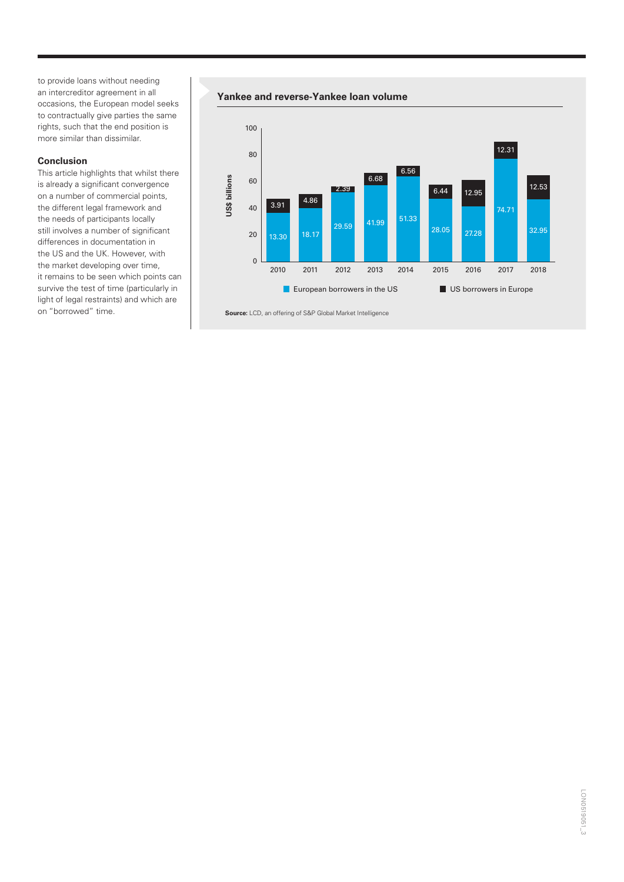to provide loans without needing an intercreditor agreement in all occasions, the European model seeks to contractually give parties the same rights, such that the end position is more similar than dissimilar.

### Conclusion

This article highlights that whilst there is already a significant convergence on a number of commercial points, the different legal framework and the needs of participants locally still involves a number of significant differences in documentation in the US and the UK. However, with the market developing over time, it remains to be seen which points can survive the test of time (particularly in light of legal restraints) and which are on "borrowed" time.

**Yankee and reverse-Yankee loan volume**

US$ billions

100
80
60
40
20
0

2010: 13.30, 3.91
2011: 18.17, 4.86
2012: 29.59, 2.39
2013: 41.99, 6.68
2014: 51.33, 6.56
2015: 28.05, 6.44
2016: 27.28, 12.95
2017: 74.71, 12.31
2018: 32.95, 12.53

European borrowers in the US
US borrowers in Europe

**Source:** LCD, an offering of S&P Global Market Intelligence